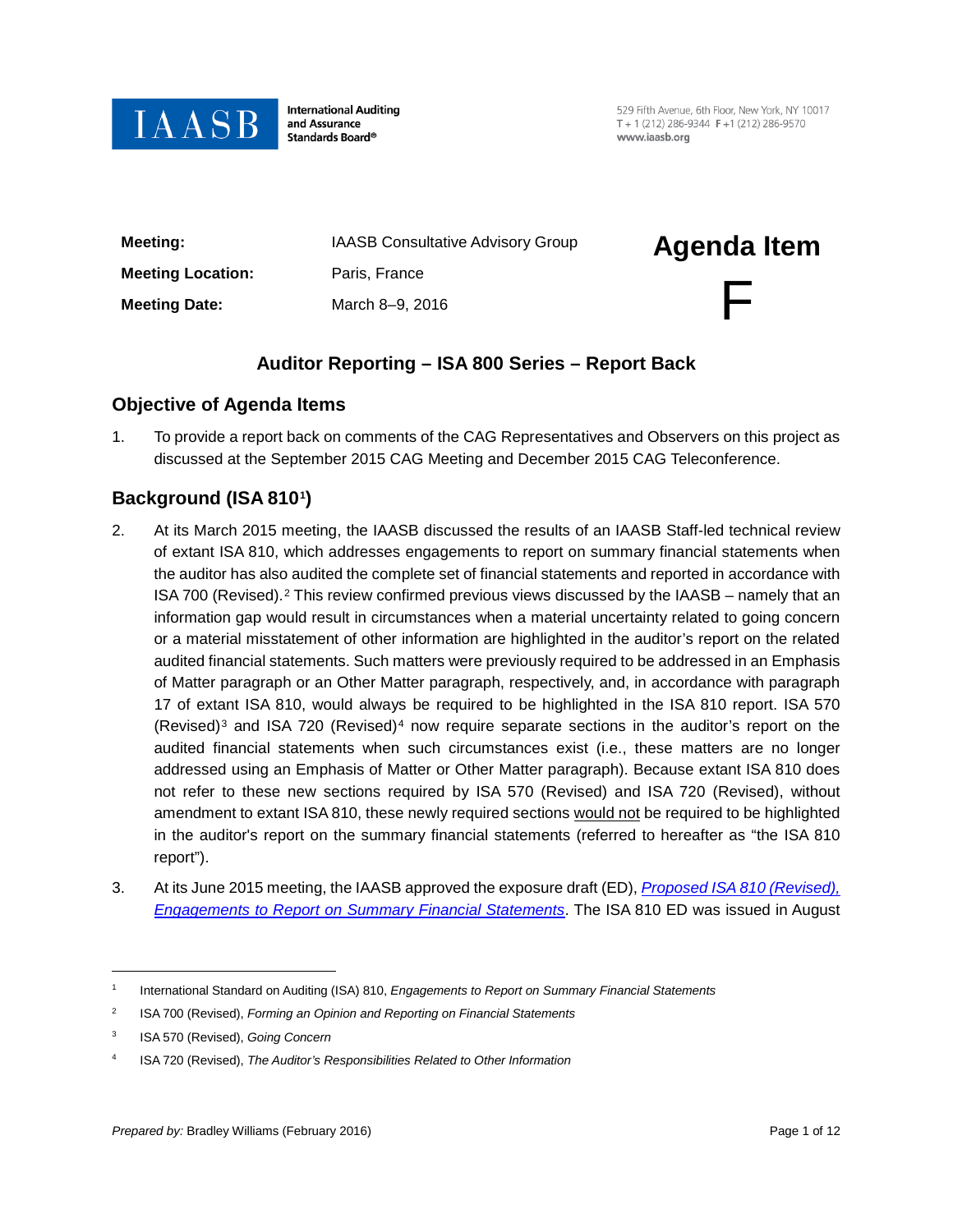IAASB International Auditing and Assurance Standards Board®

529 Fifth Avenue, 6th Floor, New York, NY 10017
T + 1 (212) 286-9344 F +1 (212) 286-9570
www.iaasb.org

| | |
|---|---|
| **Meeting:** | IAASB Consultative Advisory Group |
| **Meeting Location:** | Paris, France |
| **Meeting Date:** | March 8–9, 2016 |

# Agenda Item F

## Auditor Reporting – ISA 800 Series – Report Back

## Objective of Agenda Items

1. To provide a report back on comments of the CAG Representatives and Observers on this project as discussed at the September 2015 CAG Meeting and December 2015 CAG Teleconference.

## Background (ISA 810[1])

2. At its March 2015 meeting, the IAASB discussed the results of an IAASB Staff-led technical review of extant ISA 810, which addresses engagements to report on summary financial statements when the auditor has also audited the complete set of financial statements and reported in accordance with ISA 700 (Revised).[2] This review confirmed previous views discussed by the IAASB – namely that an information gap would result in circumstances when a material uncertainty related to going concern or a material misstatement of other information are highlighted in the auditor's report on the related audited financial statements. Such matters were previously required to be addressed in an Emphasis of Matter paragraph or an Other Matter paragraph, respectively, and, in accordance with paragraph 17 of extant ISA 810, would always be required to be highlighted in the ISA 810 report. ISA 570 (Revised)[3] and ISA 720 (Revised)[4] now require separate sections in the auditor's report on the audited financial statements when such circumstances exist (i.e., these matters are no longer addressed using an Emphasis of Matter or Other Matter paragraph). Because extant ISA 810 does not refer to these new sections required by ISA 570 (Revised) and ISA 720 (Revised), without amendment to extant ISA 810, these newly required sections would not be required to be highlighted in the auditor's report on the summary financial statements (referred to hereafter as "the ISA 810 report").

3. At its June 2015 meeting, the IAASB approved the exposure draft (ED), *Proposed ISA 810 (Revised), Engagements to Report on Summary Financial Statements*. The ISA 810 ED was issued in August

---

[1] International Standard on Auditing (ISA) 810, *Engagements to Report on Summary Financial Statements*

[2] ISA 700 (Revised), *Forming an Opinion and Reporting on Financial Statements*

[3] ISA 570 (Revised), *Going Concern*

[4] ISA 720 (Revised), *The Auditor's Responsibilities Related to Other Information*

*Prepared by:* Bradley Williams (February 2016)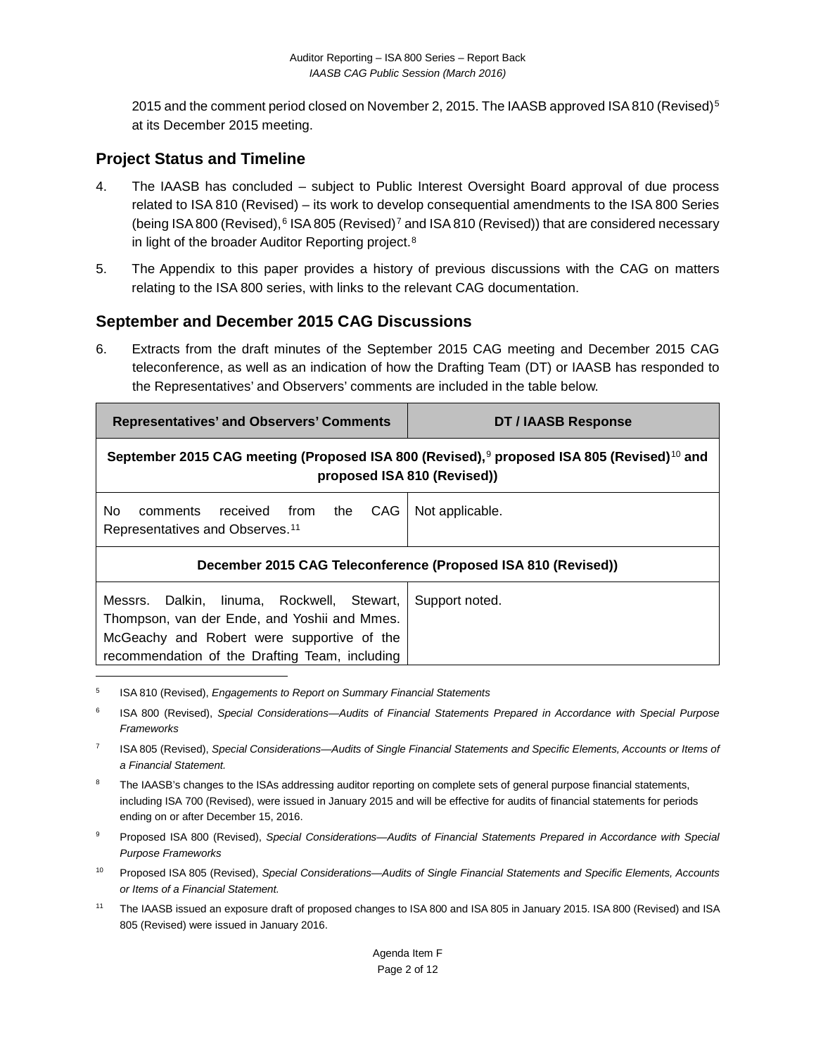2015 and the comment period closed on November 2, 2015. The IAASB approved ISA 810 (Revised)[5] at its December 2015 meeting.

## Project Status and Timeline

4. The IAASB has concluded – subject to Public Interest Oversight Board approval of due process related to ISA 810 (Revised) – its work to develop consequential amendments to the ISA 800 Series (being ISA 800 (Revised),[6] ISA 805 (Revised)[7] and ISA 810 (Revised)) that are considered necessary in light of the broader Auditor Reporting project.[8]

5. The Appendix to this paper provides a history of previous discussions with the CAG on matters relating to the ISA 800 series, with links to the relevant CAG documentation.

## September and December 2015 CAG Discussions

6. Extracts from the draft minutes of the September 2015 CAG meeting and December 2015 CAG teleconference, as well as an indication of how the Drafting Team (DT) or IAASB has responded to the Representatives' and Observers' comments are included in the table below.

| Representatives' and Observers' Comments | DT / IAASB Response |
|---|---|
| **September 2015 CAG meeting (Proposed ISA 800 (Revised),[9] proposed ISA 805 (Revised)[10] and proposed ISA 810 (Revised))** | |
| No comments received from the CAG Representatives and Observes.[11] | Not applicable. |
| **December 2015 CAG Teleconference (Proposed ISA 810 (Revised))** | |
| Messrs. Dalkin, Iinuma, Rockwell, Stewart, Thompson, van der Ende, and Yoshii and Mmes. McGeachy and Robert were supportive of the recommendation of the Drafting Team, including | Support noted. |

[5] ISA 810 (Revised), *Engagements to Report on Summary Financial Statements*

[6] ISA 800 (Revised), *Special Considerations—Audits of Financial Statements Prepared in Accordance with Special Purpose Frameworks*

[7] ISA 805 (Revised), *Special Considerations—Audits of Single Financial Statements and Specific Elements, Accounts or Items of a Financial Statement.*

[8] The IAASB's changes to the ISAs addressing auditor reporting on complete sets of general purpose financial statements, including ISA 700 (Revised), were issued in January 2015 and will be effective for audits of financial statements for periods ending on or after December 15, 2016.

[9] Proposed ISA 800 (Revised), *Special Considerations—Audits of Financial Statements Prepared in Accordance with Special Purpose Frameworks*

[10] Proposed ISA 805 (Revised), *Special Considerations—Audits of Single Financial Statements and Specific Elements, Accounts or Items of a Financial Statement.*

[11] The IAASB issued an exposure draft of proposed changes to ISA 800 and ISA 805 in January 2015. ISA 800 (Revised) and ISA 805 (Revised) were issued in January 2016.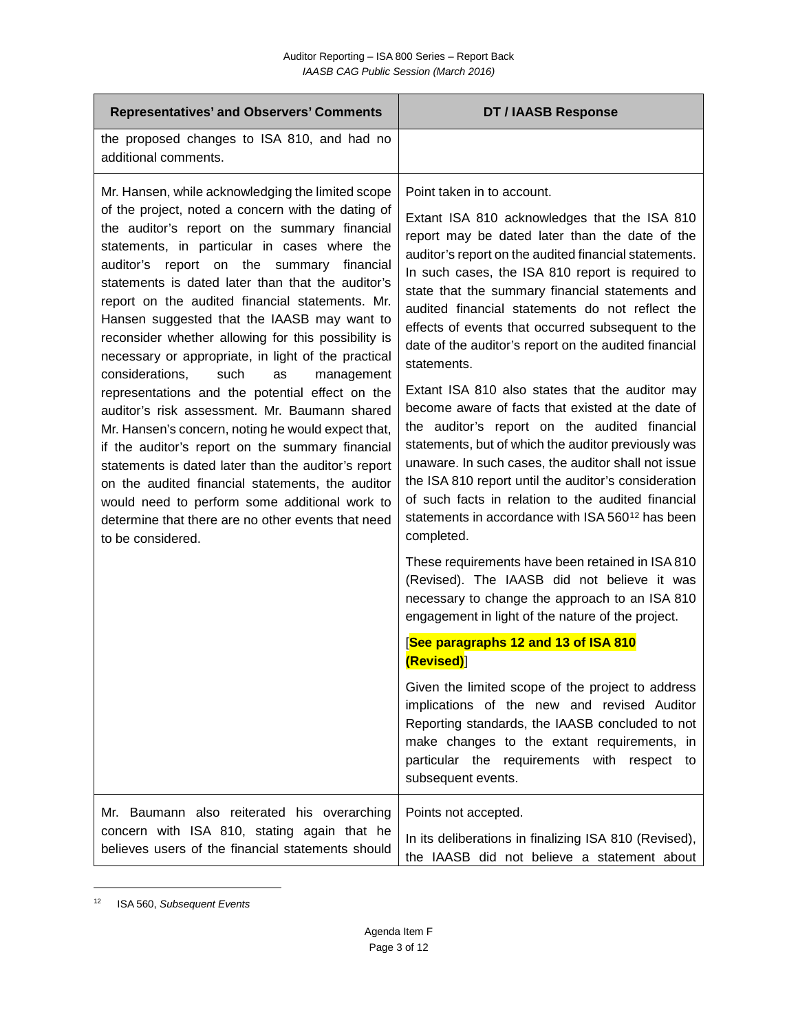| Representatives' and Observers' Comments | DT / IAASB Response |
|---|---|
| the proposed changes to ISA 810, and had no additional comments. | |
| Mr. Hansen, while acknowledging the limited scope of the project, noted a concern with the dating of the auditor's report on the summary financial statements, in particular in cases where the auditor's report on the summary financial statements is dated later than that the auditor's report on the audited financial statements. Mr. Hansen suggested that the IAASB may want to reconsider whether allowing for this possibility is necessary or appropriate, in light of the practical considerations, such as management representations and the potential effect on the auditor's risk assessment. Mr. Baumann shared Mr. Hansen's concern, noting he would expect that, if the auditor's report on the summary financial statements is dated later than the auditor's report on the audited financial statements, the auditor would need to perform some additional work to determine that there are no other events that need to be considered. | Point taken in to account.<br><br>Extant ISA 810 acknowledges that the ISA 810 report may be dated later than the date of the auditor's report on the audited financial statements. In such cases, the ISA 810 report is required to state that the summary financial statements and audited financial statements do not reflect the effects of events that occurred subsequent to the date of the auditor's report on the audited financial statements.<br><br>Extant ISA 810 also states that the auditor may become aware of facts that existed at the date of the auditor's report on the audited financial statements, but of which the auditor previously was unaware. In such cases, the auditor shall not issue the ISA 810 report until the auditor's consideration of such facts in relation to the audited financial statements in accordance with ISA 560[12] has been completed.<br><br>These requirements have been retained in ISA 810 (Revised). The IAASB did not believe it was necessary to change the approach to an ISA 810 engagement in light of the nature of the project.<br><br>[**See paragraphs 12 and 13 of ISA 810 (Revised)**]<br><br>Given the limited scope of the project to address implications of the new and revised Auditor Reporting standards, the IAASB concluded to not make changes to the extant requirements, in particular the requirements with respect to subsequent events. |
| Mr. Baumann also reiterated his overarching concern with ISA 810, stating again that he believes users of the financial statements should | Points not accepted.<br><br>In its deliberations in finalizing ISA 810 (Revised), the IAASB did not believe a statement about |

[12] ISA 560, *Subsequent Events*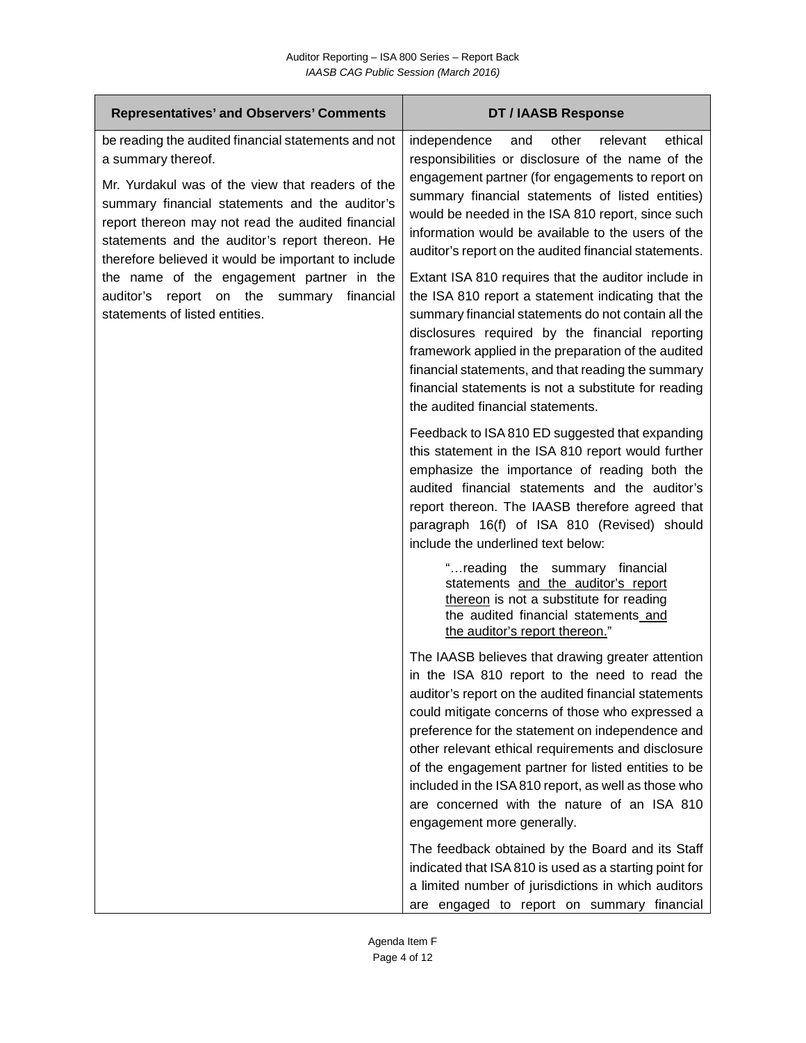| Representatives' and Observers' Comments | DT / IAASB Response |
|---|---|
| be reading the audited financial statements and not a summary thereof.<br><br>Mr. Yurdakul was of the view that readers of the summary financial statements and the auditor's report thereon may not read the audited financial statements and the auditor's report thereon. He therefore believed it would be important to include the name of the engagement partner in the auditor's report on the summary financial statements of listed entities. | independence and other relevant ethical responsibilities or disclosure of the name of the engagement partner (for engagements to report on summary financial statements of listed entities) would be needed in the ISA 810 report, since such information would be available to the users of the auditor's report on the audited financial statements.<br><br>Extant ISA 810 requires that the auditor include in the ISA 810 report a statement indicating that the summary financial statements do not contain all the disclosures required by the financial reporting framework applied in the preparation of the audited financial statements, and that reading the summary financial statements is not a substitute for reading the audited financial statements.<br><br>Feedback to ISA 810 ED suggested that expanding this statement in the ISA 810 report would further emphasize the importance of reading both the audited financial statements and the auditor's report thereon. The IAASB therefore agreed that paragraph 16(f) of ISA 810 (Revised) should include the underlined text below:<br><br>"…reading the summary financial statements <u>and the auditor's report thereon</u> is not a substitute for reading the audited financial statements <u>and the auditor's report thereon.</u>"<br><br>The IAASB believes that drawing greater attention in the ISA 810 report to the need to read the auditor's report on the audited financial statements could mitigate concerns of those who expressed a preference for the statement on independence and other relevant ethical requirements and disclosure of the engagement partner for listed entities to be included in the ISA 810 report, as well as those who are concerned with the nature of an ISA 810 engagement more generally.<br><br>The feedback obtained by the Board and its Staff indicated that ISA 810 is used as a starting point for a limited number of jurisdictions in which auditors are engaged to report on summary financial |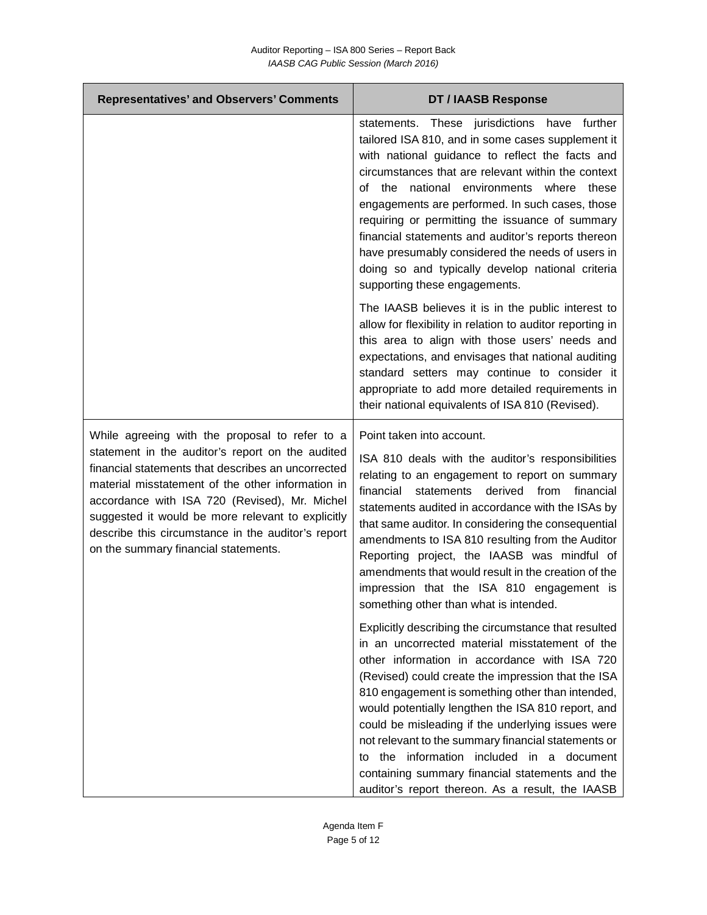| Representatives' and Observers' Comments | DT / IAASB Response |
|---|---|
| | statements. These jurisdictions have further tailored ISA 810, and in some cases supplement it with national guidance to reflect the facts and circumstances that are relevant within the context of the national environments where these engagements are performed. In such cases, those requiring or permitting the issuance of summary financial statements and auditor's reports thereon have presumably considered the needs of users in doing so and typically develop national criteria supporting these engagements.<br><br>The IAASB believes it is in the public interest to allow for flexibility in relation to auditor reporting in this area to align with those users' needs and expectations, and envisages that national auditing standard setters may continue to consider it appropriate to add more detailed requirements in their national equivalents of ISA 810 (Revised). |
| While agreeing with the proposal to refer to a statement in the auditor's report on the audited financial statements that describes an uncorrected material misstatement of the other information in accordance with ISA 720 (Revised), Mr. Michel suggested it would be more relevant to explicitly describe this circumstance in the auditor's report on the summary financial statements. | Point taken into account.<br><br>ISA 810 deals with the auditor's responsibilities relating to an engagement to report on summary financial statements derived from financial statements audited in accordance with the ISAs by that same auditor. In considering the consequential amendments to ISA 810 resulting from the Auditor Reporting project, the IAASB was mindful of amendments that would result in the creation of the impression that the ISA 810 engagement is something other than what is intended.<br><br>Explicitly describing the circumstance that resulted in an uncorrected material misstatement of the other information in accordance with ISA 720 (Revised) could create the impression that the ISA 810 engagement is something other than intended, would potentially lengthen the ISA 810 report, and could be misleading if the underlying issues were not relevant to the summary financial statements or to the information included in a document containing summary financial statements and the auditor's report thereon. As a result, the IAASB |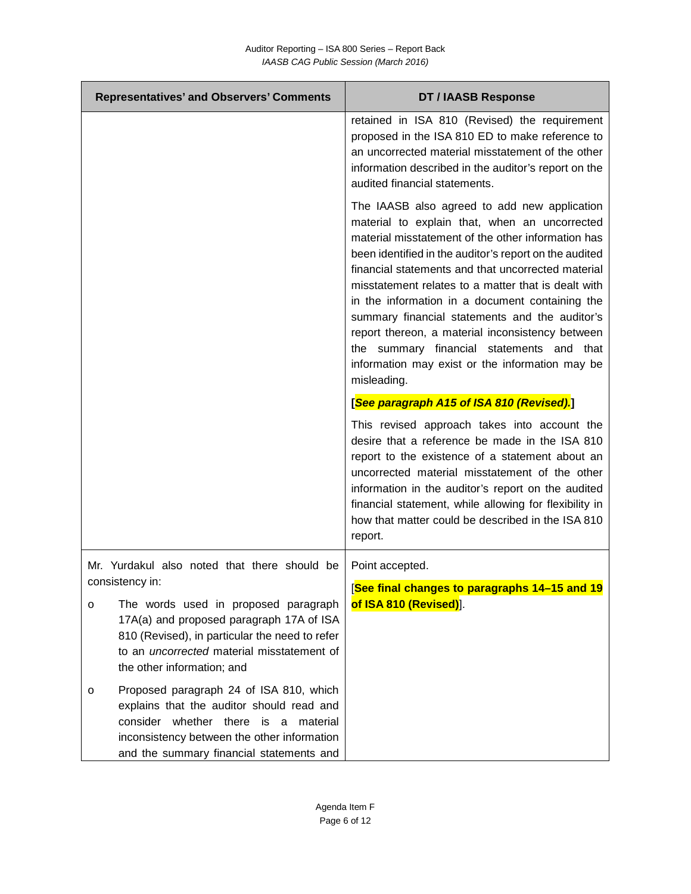| Representatives' and Observers' Comments | DT / IAASB Response |
|---|---|
| | retained in ISA 810 (Revised) the requirement proposed in the ISA 810 ED to make reference to an uncorrected material misstatement of the other information described in the auditor's report on the audited financial statements.<br><br>The IAASB also agreed to add new application material to explain that, when an uncorrected material misstatement of the other information has been identified in the auditor's report on the audited financial statements and that uncorrected material misstatement relates to a matter that is dealt with in the information in a document containing the summary financial statements and the auditor's report thereon, a material inconsistency between the summary financial statements and that information may exist or the information may be misleading.<br><br>**[*See paragraph A15 of ISA 810 (Revised).*]**<br><br>This revised approach takes into account the desire that a reference be made in the ISA 810 report to the existence of a statement about an uncorrected material misstatement of the other information in the auditor's report on the audited financial statement, while allowing for flexibility in how that matter could be described in the ISA 810 report. |
| Mr. Yurdakul also noted that there should be consistency in:<br><br>o The words used in proposed paragraph 17A(a) and proposed paragraph 17A of ISA 810 (Revised), in particular the need to refer to an *uncorrected* material misstatement of the other information; and<br><br>o Proposed paragraph 24 of ISA 810, which explains that the auditor should read and consider whether there is a material inconsistency between the other information and the summary financial statements and | Point accepted.<br><br>[**See final changes to paragraphs 14–15 and 19 of ISA 810 (Revised)**]. |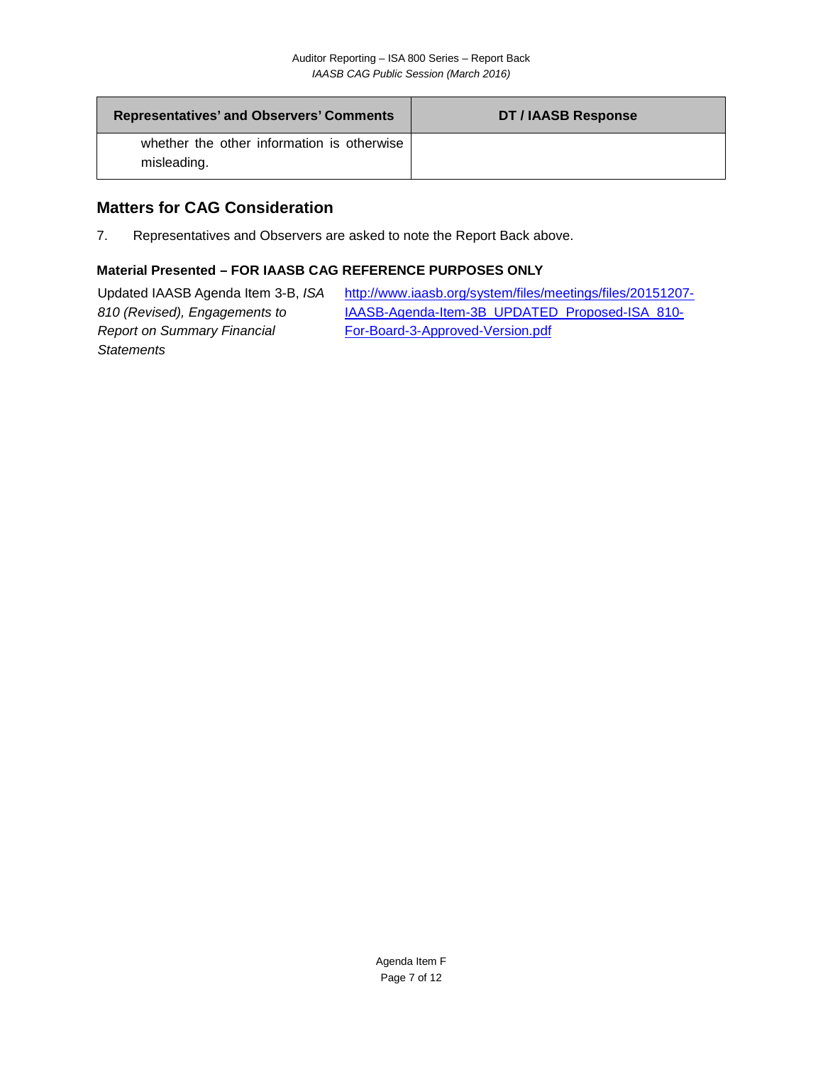| Representatives' and Observers' Comments | DT / IAASB Response |
|---|---|
| whether the other information is otherwise misleading. | |

## Matters for CAG Consideration

7. Representatives and Observers are asked to note the Report Back above.

### Material Presented – FOR IAASB CAG REFERENCE PURPOSES ONLY

| | |
|---|---|
| Updated IAASB Agenda Item 3-B, *ISA 810 (Revised), Engagements to Report on Summary Financial Statements* | http://www.iaasb.org/system/files/meetings/files/20151207-IAASB-Agenda-Item-3B_UPDATED_Proposed-ISA_810-For-Board-3-Approved-Version.pdf |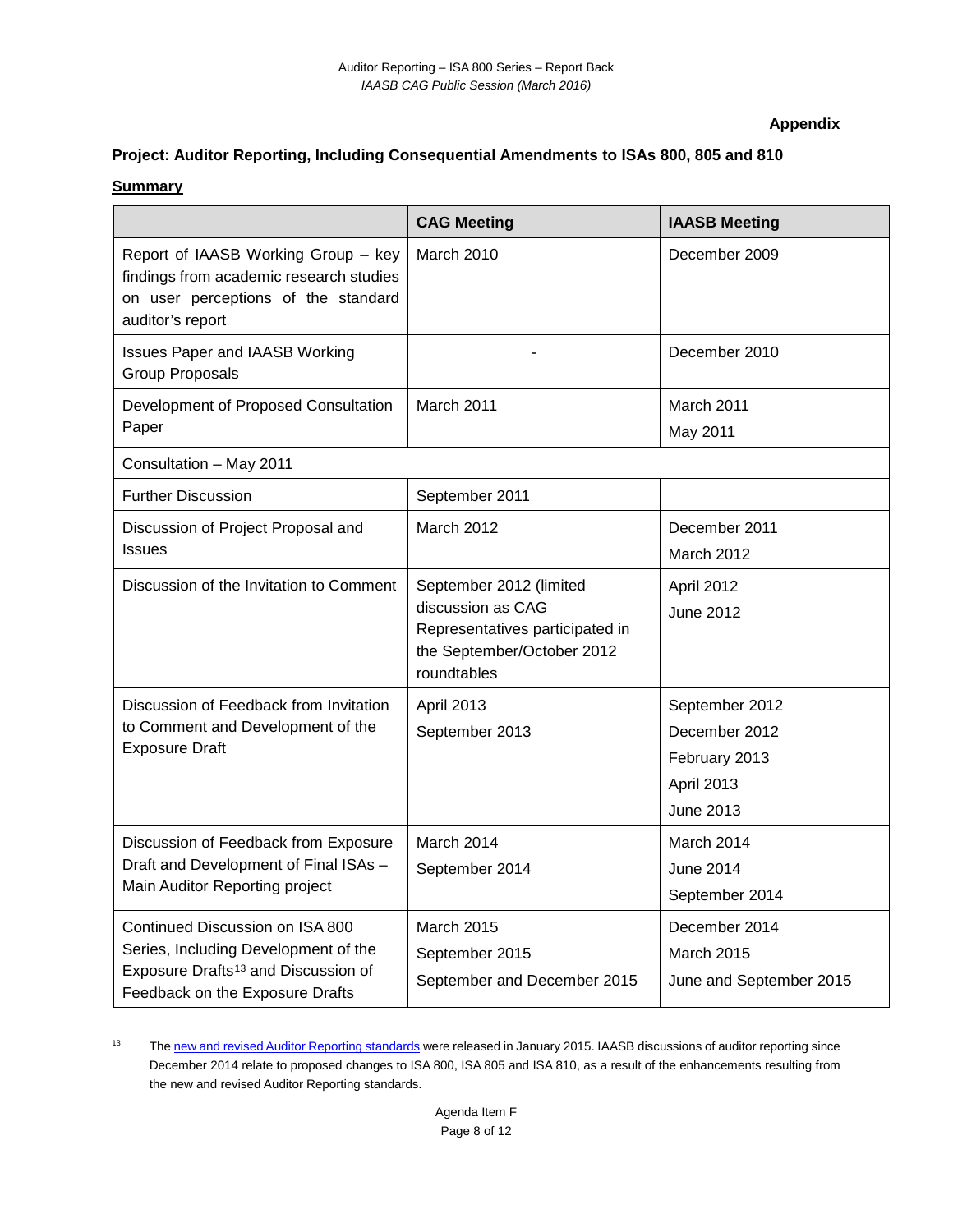**Appendix**

**Project: Auditor Reporting, Including Consequential Amendments to ISAs 800, 805 and 810**

**Summary**

| | CAG Meeting | IAASB Meeting |
|---|---|---|
| Report of IAASB Working Group – key findings from academic research studies on user perceptions of the standard auditor's report | March 2010 | December 2009 |
| Issues Paper and IAASB Working Group Proposals | - | December 2010 |
| Development of Proposed Consultation Paper | March 2011 | March 2011<br>May 2011 |
| Consultation – May 2011 | | |
| Further Discussion | September 2011 | |
| Discussion of Project Proposal and Issues | March 2012 | December 2011<br>March 2012 |
| Discussion of the Invitation to Comment | September 2012 (limited discussion as CAG Representatives participated in the September/October 2012 roundtables | April 2012<br>June 2012 |
| Discussion of Feedback from Invitation to Comment and Development of the Exposure Draft | April 2013<br>September 2013 | September 2012<br>December 2012<br>February 2013<br>April 2013<br>June 2013 |
| Discussion of Feedback from Exposure Draft and Development of Final ISAs – Main Auditor Reporting project | March 2014<br>September 2014 | March 2014<br>June 2014<br>September 2014 |
| Continued Discussion on ISA 800 Series, Including Development of the Exposure Drafts[13] and Discussion of Feedback on the Exposure Drafts | March 2015<br>September 2015<br>September and December 2015 | December 2014<br>March 2015<br>June and September 2015 |

[13] The new and revised Auditor Reporting standards were released in January 2015. IAASB discussions of auditor reporting since December 2014 relate to proposed changes to ISA 800, ISA 805 and ISA 810, as a result of the enhancements resulting from the new and revised Auditor Reporting standards.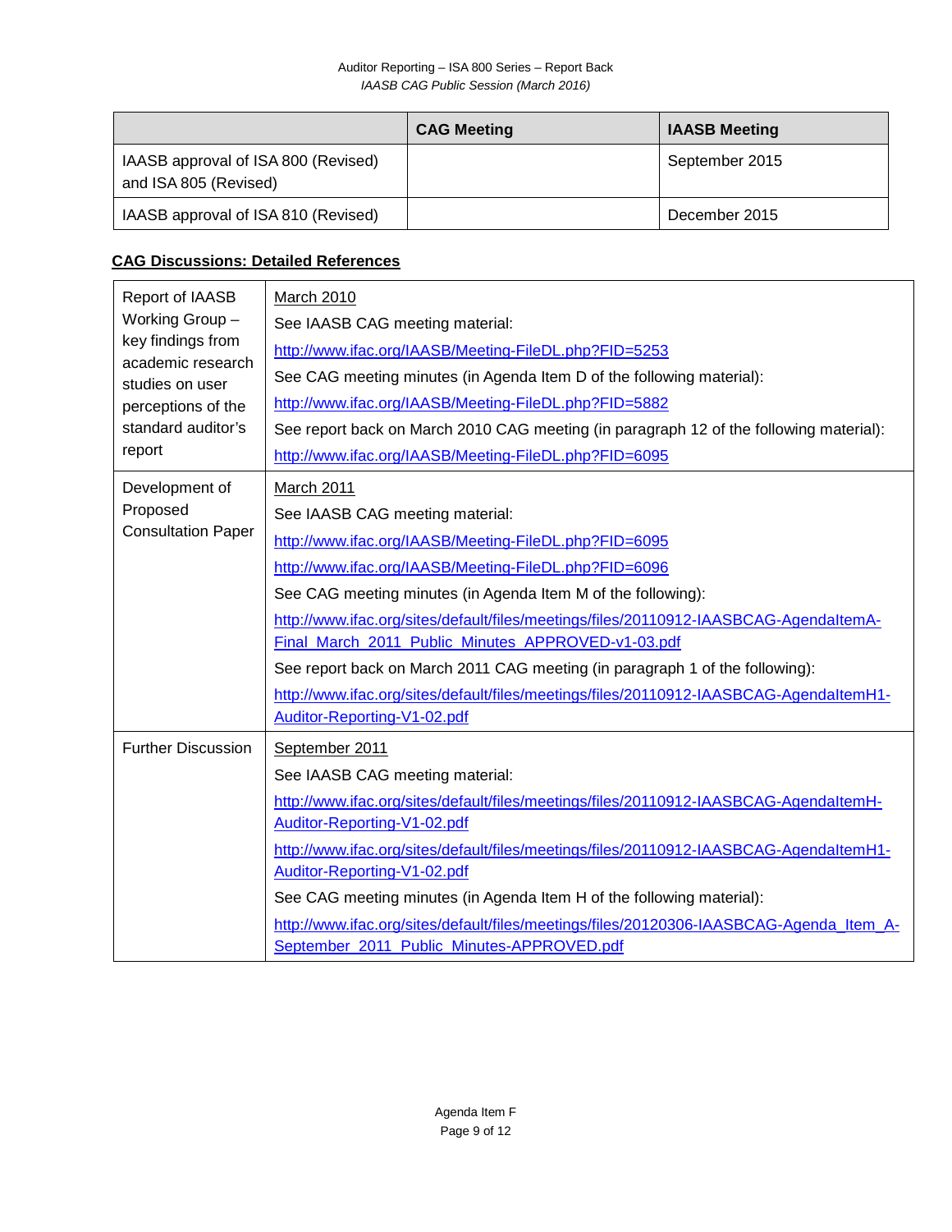| | CAG Meeting | IAASB Meeting |
|---|---|---|
| IAASB approval of ISA 800 (Revised) and ISA 805 (Revised) | | September 2015 |
| IAASB approval of ISA 810 (Revised) | | December 2015 |

## CAG Discussions: Detailed References

| | |
|---|---|
| Report of IAASB Working Group – key findings from academic research studies on user perceptions of the standard auditor's report | March 2010<br>See IAASB CAG meeting material:<br>http://www.ifac.org/IAASB/Meeting-FileDL.php?FID=5253<br>See CAG meeting minutes (in Agenda Item D of the following material):<br>http://www.ifac.org/IAASB/Meeting-FileDL.php?FID=5882<br>See report back on March 2010 CAG meeting (in paragraph 12 of the following material):<br>http://www.ifac.org/IAASB/Meeting-FileDL.php?FID=6095 |
| Development of Proposed Consultation Paper | March 2011<br>See IAASB CAG meeting material:<br>http://www.ifac.org/IAASB/Meeting-FileDL.php?FID=6095<br>http://www.ifac.org/IAASB/Meeting-FileDL.php?FID=6096<br>See CAG meeting minutes (in Agenda Item M of the following):<br>http://www.ifac.org/sites/default/files/meetings/files/20110912-IAASBCAG-AgendaItemA-Final_March_2011_Public_Minutes_APPROVED-v1-03.pdf<br>See report back on March 2011 CAG meeting (in paragraph 1 of the following):<br>http://www.ifac.org/sites/default/files/meetings/files/20110912-IAASBCAG-AgendaItemH1-Auditor-Reporting-V1-02.pdf |
| Further Discussion | September 2011<br>See IAASB CAG meeting material:<br>http://www.ifac.org/sites/default/files/meetings/files/20110912-IAASBCAG-AgendaItemH-Auditor-Reporting-V1-02.pdf<br>http://www.ifac.org/sites/default/files/meetings/files/20110912-IAASBCAG-AgendaItemH1-Auditor-Reporting-V1-02.pdf<br>See CAG meeting minutes (in Agenda Item H of the following material):<br>http://www.ifac.org/sites/default/files/meetings/files/20120306-IAASBCAG-Agenda_Item_A-September_2011_Public_Minutes-APPROVED.pdf |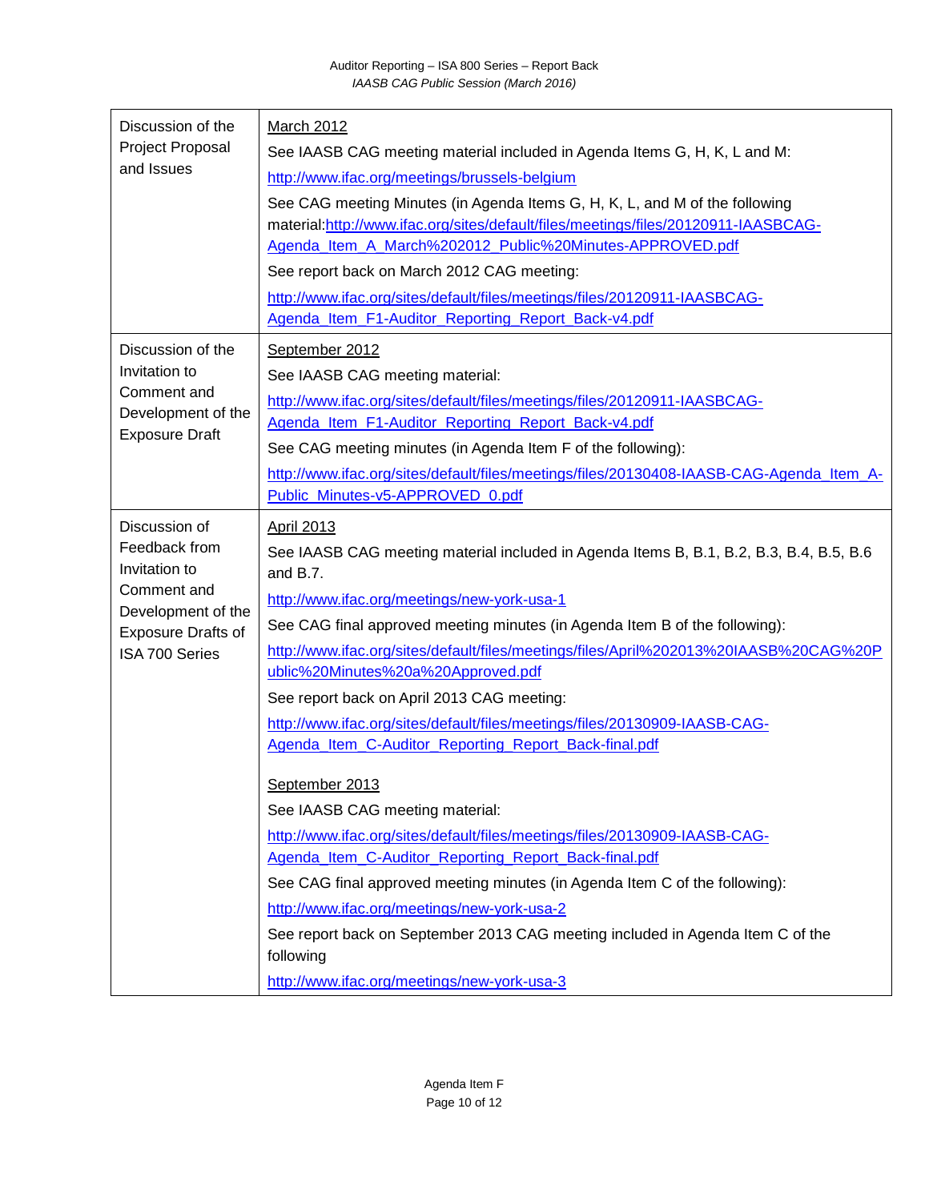| | |
|---|---|
| Discussion of the Project Proposal and Issues | March 2012<br>See IAASB CAG meeting material included in Agenda Items G, H, K, L and M:<br>http://www.ifac.org/meetings/brussels-belgium<br>See CAG meeting Minutes (in Agenda Items G, H, K, L, and M of the following material:http://www.ifac.org/sites/default/files/meetings/files/20120911-IAASBCAG-Agenda_Item_A_March%202012_Public%20Minutes-APPROVED.pdf<br>See report back on March 2012 CAG meeting:<br>http://www.ifac.org/sites/default/files/meetings/files/20120911-IAASBCAG-Agenda_Item_F1-Auditor_Reporting_Report_Back-v4.pdf |
| Discussion of the Invitation to Comment and Development of the Exposure Draft | September 2012<br>See IAASB CAG meeting material:<br>http://www.ifac.org/sites/default/files/meetings/files/20120911-IAASBCAG-Agenda_Item_F1-Auditor_Reporting_Report_Back-v4.pdf<br>See CAG meeting minutes (in Agenda Item F of the following):<br>http://www.ifac.org/sites/default/files/meetings/files/20130408-IAASB-CAG-Agenda_Item_A-Public_Minutes-v5-APPROVED_0.pdf |
| Discussion of Feedback from Invitation to Comment and Development of the Exposure Drafts of ISA 700 Series | April 2013<br>See IAASB CAG meeting material included in Agenda Items B, B.1, B.2, B.3, B.4, B.5, B.6 and B.7.<br>http://www.ifac.org/meetings/new-york-usa-1<br>See CAG final approved meeting minutes (in Agenda Item B of the following):<br>http://www.ifac.org/sites/default/files/meetings/files/April%202013%20IAASB%20CAG%20Public%20Minutes%20a%20Approved.pdf<br>See report back on April 2013 CAG meeting:<br>http://www.ifac.org/sites/default/files/meetings/files/20130909-IAASB-CAG-Agenda_Item_C-Auditor_Reporting_Report_Back-final.pdf<br><br>September 2013<br>See IAASB CAG meeting material:<br>http://www.ifac.org/sites/default/files/meetings/files/20130909-IAASB-CAG-Agenda_Item_C-Auditor_Reporting_Report_Back-final.pdf<br>See CAG final approved meeting minutes (in Agenda Item C of the following):<br>http://www.ifac.org/meetings/new-york-usa-2<br>See report back on September 2013 CAG meeting included in Agenda Item C of the following<br>http://www.ifac.org/meetings/new-york-usa-3 |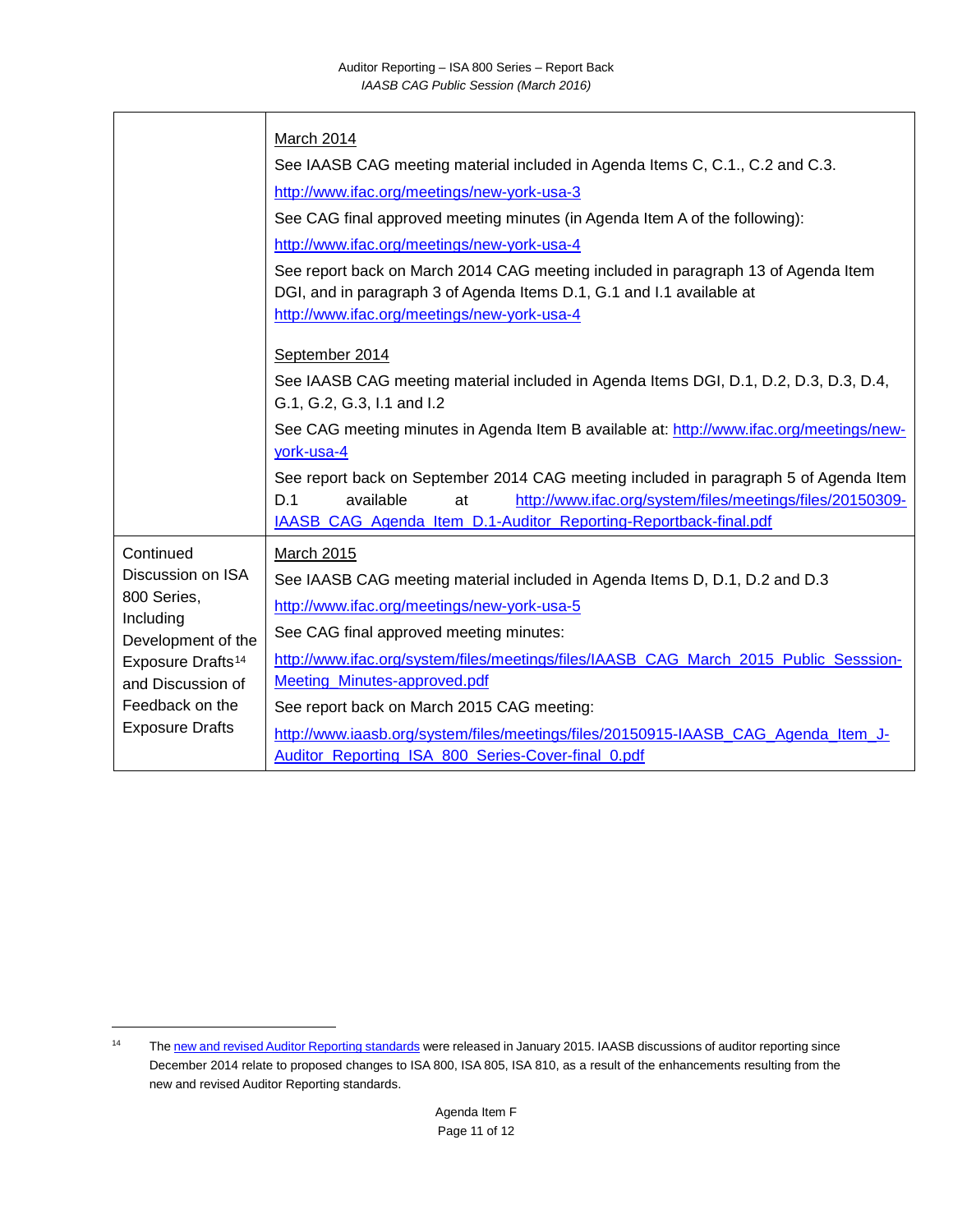| | |
|---|---|
| | March 2014<br>See IAASB CAG meeting material included in Agenda Items C, C.1., C.2 and C.3.<br>http://www.ifac.org/meetings/new-york-usa-3<br>See CAG final approved meeting minutes (in Agenda Item A of the following):<br>http://www.ifac.org/meetings/new-york-usa-4<br>See report back on March 2014 CAG meeting included in paragraph 13 of Agenda Item DGI, and in paragraph 3 of Agenda Items D.1, G.1 and I.1 available at http://www.ifac.org/meetings/new-york-usa-4<br><br>September 2014<br>See IAASB CAG meeting material included in Agenda Items DGI, D.1, D.2, D.3, D.3, D.4, G.1, G.2, G.3, I.1 and I.2<br>See CAG meeting minutes in Agenda Item B available at: http://www.ifac.org/meetings/new-york-usa-4<br>See report back on September 2014 CAG meeting included in paragraph 5 of Agenda Item D.1 available at http://www.ifac.org/system/files/meetings/files/20150309-IAASB_CAG_Agenda_Item_D.1-Auditor_Reporting-Reportback-final.pdf |
| Continued Discussion on ISA 800 Series, Including Development of the Exposure Drafts[14] and Discussion of Feedback on the Exposure Drafts | March 2015<br>See IAASB CAG meeting material included in Agenda Items D, D.1, D.2 and D.3<br>http://www.ifac.org/meetings/new-york-usa-5<br>See CAG final approved meeting minutes:<br>http://www.ifac.org/system/files/meetings/files/IAASB_CAG_March_2015_Public_Sesssion-Meeting_Minutes-approved.pdf<br>See report back on March 2015 CAG meeting:<br>http://www.iaasb.org/system/files/meetings/files/20150915-IAASB_CAG_Agenda_Item_J-Auditor_Reporting_ISA_800_Series-Cover-final_0.pdf |

[14] The new and revised Auditor Reporting standards were released in January 2015. IAASB discussions of auditor reporting since December 2014 relate to proposed changes to ISA 800, ISA 805, ISA 810, as a result of the enhancements resulting from the new and revised Auditor Reporting standards.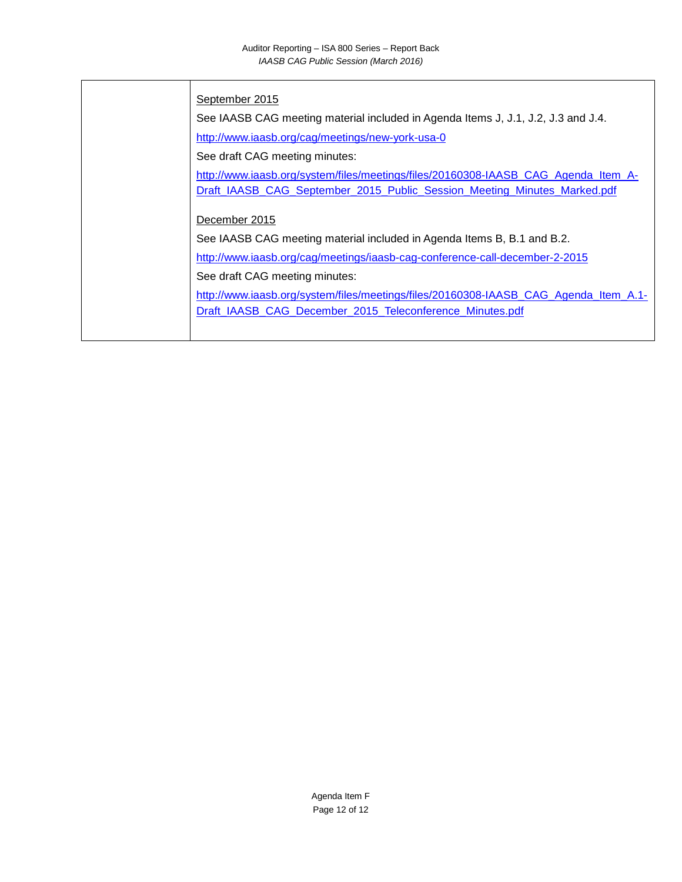| | |
|---|---|
| | <u>September 2015</u><br>See IAASB CAG meeting material included in Agenda Items J, J.1, J.2, J.3 and J.4.<br>http://www.iaasb.org/cag/meetings/new-york-usa-0<br>See draft CAG meeting minutes:<br>http://www.iaasb.org/system/files/meetings/files/20160308-IAASB_CAG_Agenda_Item_A-Draft_IAASB_CAG_September_2015_Public_Session_Meeting_Minutes_Marked.pdf<br><br><u>December 2015</u><br>See IAASB CAG meeting material included in Agenda Items B, B.1 and B.2.<br>http://www.iaasb.org/cag/meetings/iaasb-cag-conference-call-december-2-2015<br>See draft CAG meeting minutes:<br>http://www.iaasb.org/system/files/meetings/files/20160308-IAASB_CAG_Agenda_Item_A.1-Draft_IAASB_CAG_December_2015_Teleconference_Minutes.pdf |